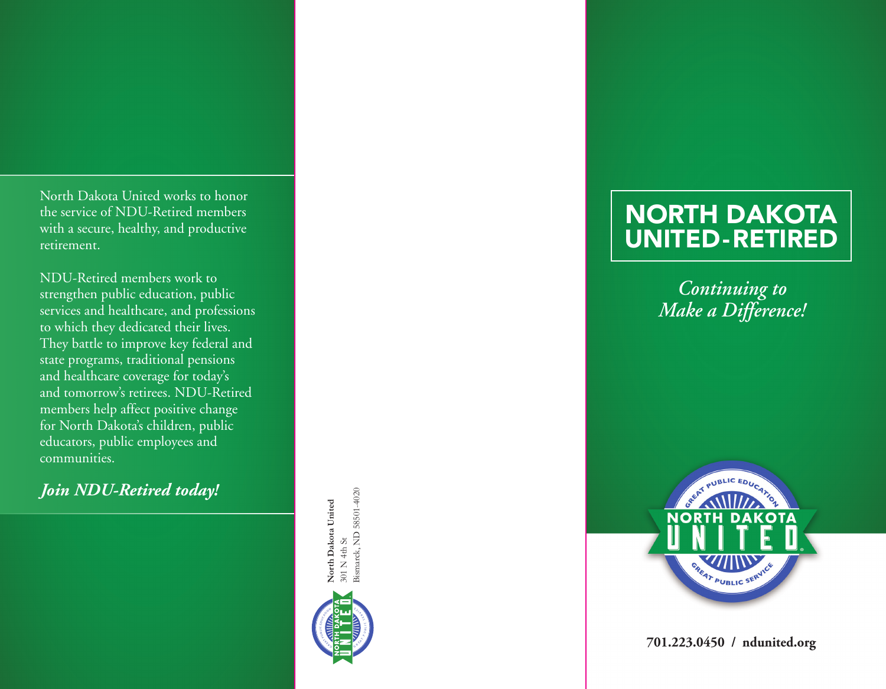North Dakota United works to honor the service of NDU-Retired members with a secure, healthy, and productive retirement.

NDU-Retired members work to strengthen public education, public services and healthcare, and professions to which they dedicated their lives. They battle to improve key federal and state programs, traditional pensions and healthcare coverage for today's and tomorrow's retirees. NDU-Retired members help affect positive change for North Dakota's children, public educators, public employees and communities.

***Join NDU-Retired today!***

**North Dakota United**
301 N 4th St
Bismarck, ND 58501-4020

# NORTH DAKOTA UNITED-RETIRED

*Continuing to Make a Difference!*

GREAT PUBLIC EDUCATION
NORTH DAKOTA
UNITED
GREAT PUBLIC SERVICE

**701.223.0450 / ndunited.org**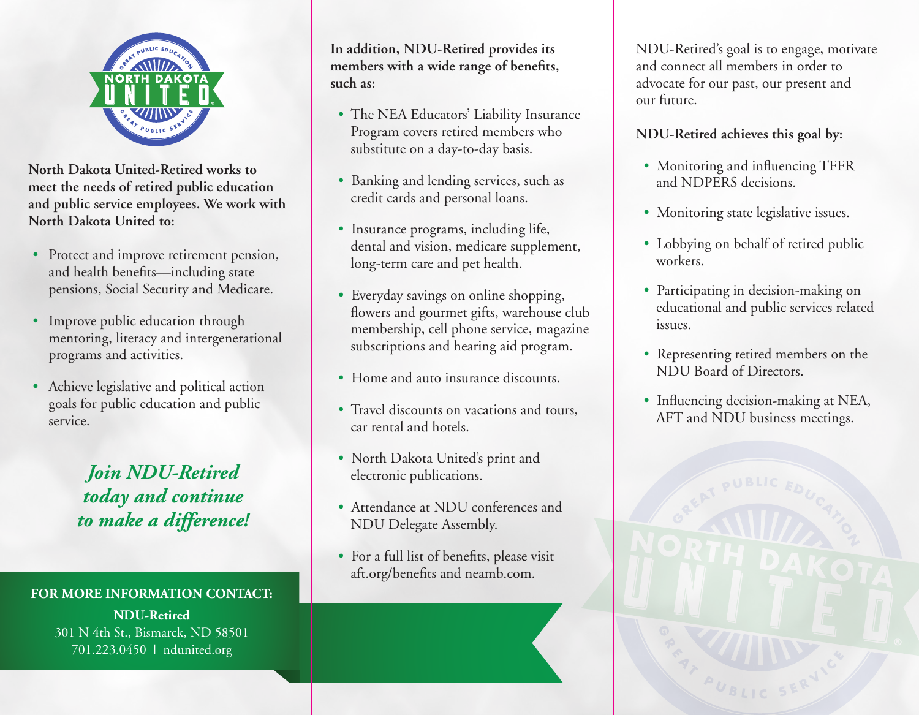**North Dakota United-Retired works to meet the needs of retired public education and public service employees. We work with North Dakota United to:**

- Protect and improve retirement pension, and health benefits—including state pensions, Social Security and Medicare.
- Improve public education through mentoring, literacy and intergenerational programs and activities.
- Achieve legislative and political action goals for public education and public service.

***Join NDU-Retired today and continue to make a difference!***

**FOR MORE INFORMATION CONTACT:**

**NDU-Retired**
301 N 4th St., Bismarck, ND 58501
701.223.0450 | ndunited.org

**In addition, NDU-Retired provides its members with a wide range of benefits, such as:**

- The NEA Educators' Liability Insurance Program covers retired members who substitute on a day-to-day basis.
- Banking and lending services, such as credit cards and personal loans.
- Insurance programs, including life, dental and vision, medicare supplement, long-term care and pet health.
- Everyday savings on online shopping, flowers and gourmet gifts, warehouse club membership, cell phone service, magazine subscriptions and hearing aid program.
- Home and auto insurance discounts.
- Travel discounts on vacations and tours, car rental and hotels.
- North Dakota United's print and electronic publications.
- Attendance at NDU conferences and NDU Delegate Assembly.
- For a full list of benefits, please visit aft.org/benefits and neamb.com.

NDU-Retired's goal is to engage, motivate and connect all members in order to advocate for our past, our present and our future.

**NDU-Retired achieves this goal by:**

- Monitoring and influencing TFFR and NDPERS decisions.
- Monitoring state legislative issues.
- Lobbying on behalf of retired public workers.
- Participating in decision-making on educational and public services related issues.
- Representing retired members on the NDU Board of Directors.
- Influencing decision-making at NEA, AFT and NDU business meetings.